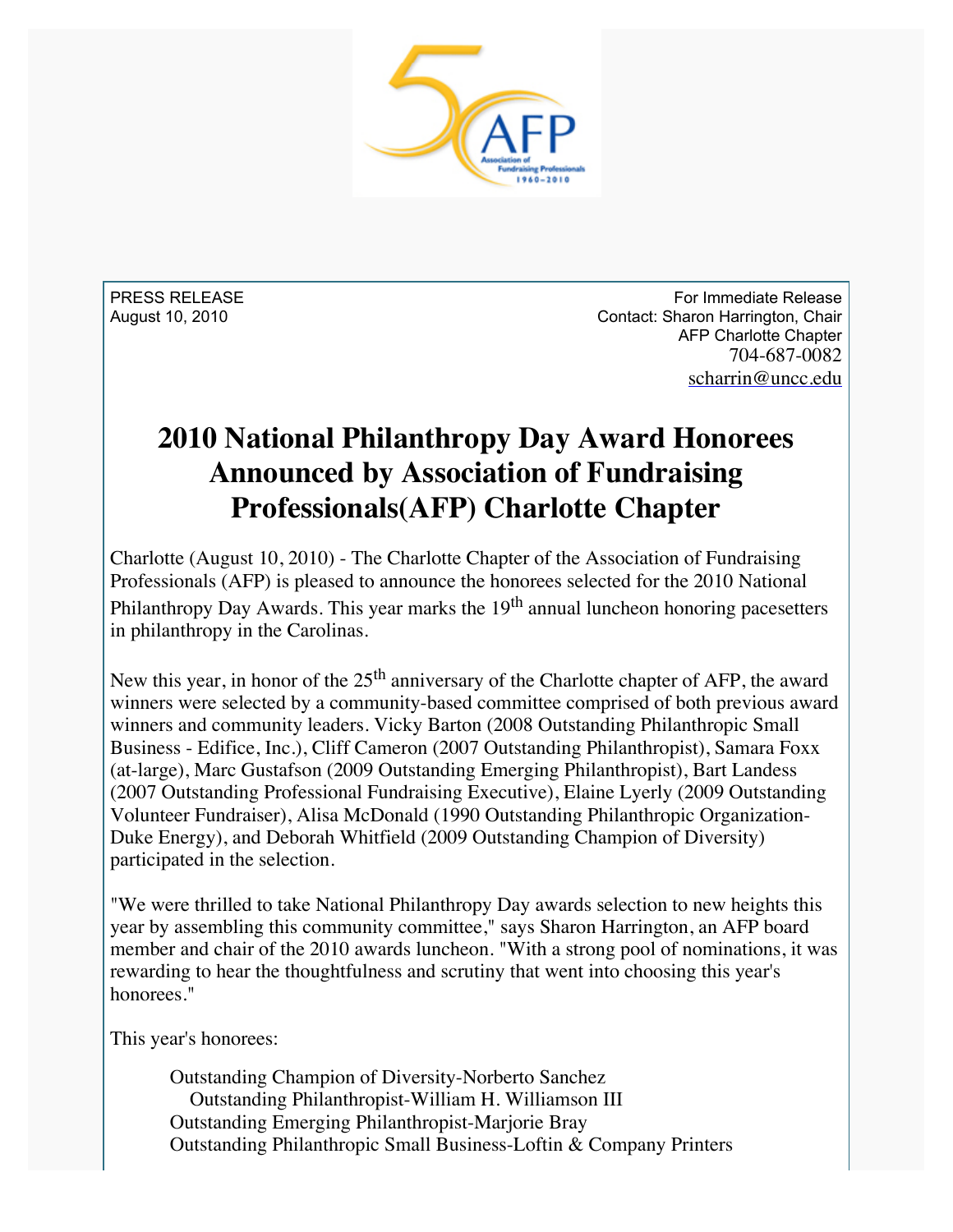PRESS RELEASE
August 10, 2010

For Immediate Release
Contact: Sharon Harrington, Chair
AFP Charlotte Chapter
704-687-0082
scharrin@uncc.edu

# 2010 National Philanthropy Day Award Honorees Announced by Association of Fundraising Professionals(AFP) Charlotte Chapter

Charlotte (August 10, 2010) - The Charlotte Chapter of the Association of Fundraising Professionals (AFP) is pleased to announce the honorees selected for the 2010 National Philanthropy Day Awards. This year marks the 19th annual luncheon honoring pacesetters in philanthropy in the Carolinas.

New this year, in honor of the 25th anniversary of the Charlotte chapter of AFP, the award winners were selected by a community-based committee comprised of both previous award winners and community leaders. Vicky Barton (2008 Outstanding Philanthropic Small Business - Edifice, Inc.), Cliff Cameron (2007 Outstanding Philanthropist), Samara Foxx (at-large), Marc Gustafson (2009 Outstanding Emerging Philanthropist), Bart Landess (2007 Outstanding Professional Fundraising Executive), Elaine Lyerly (2009 Outstanding Volunteer Fundraiser), Alisa McDonald (1990 Outstanding Philanthropic Organization-Duke Energy), and Deborah Whitfield (2009 Outstanding Champion of Diversity) participated in the selection.

"We were thrilled to take National Philanthropy Day awards selection to new heights this year by assembling this community committee," says Sharon Harrington, an AFP board member and chair of the 2010 awards luncheon. "With a strong pool of nominations, it was rewarding to hear the thoughtfulness and scrutiny that went into choosing this year's honorees."

This year's honorees:

Outstanding Champion of Diversity-Norberto Sanchez
Outstanding Philanthropist-William H. Williamson III
Outstanding Emerging Philanthropist-Marjorie Bray
Outstanding Philanthropic Small Business-Loftin & Company Printers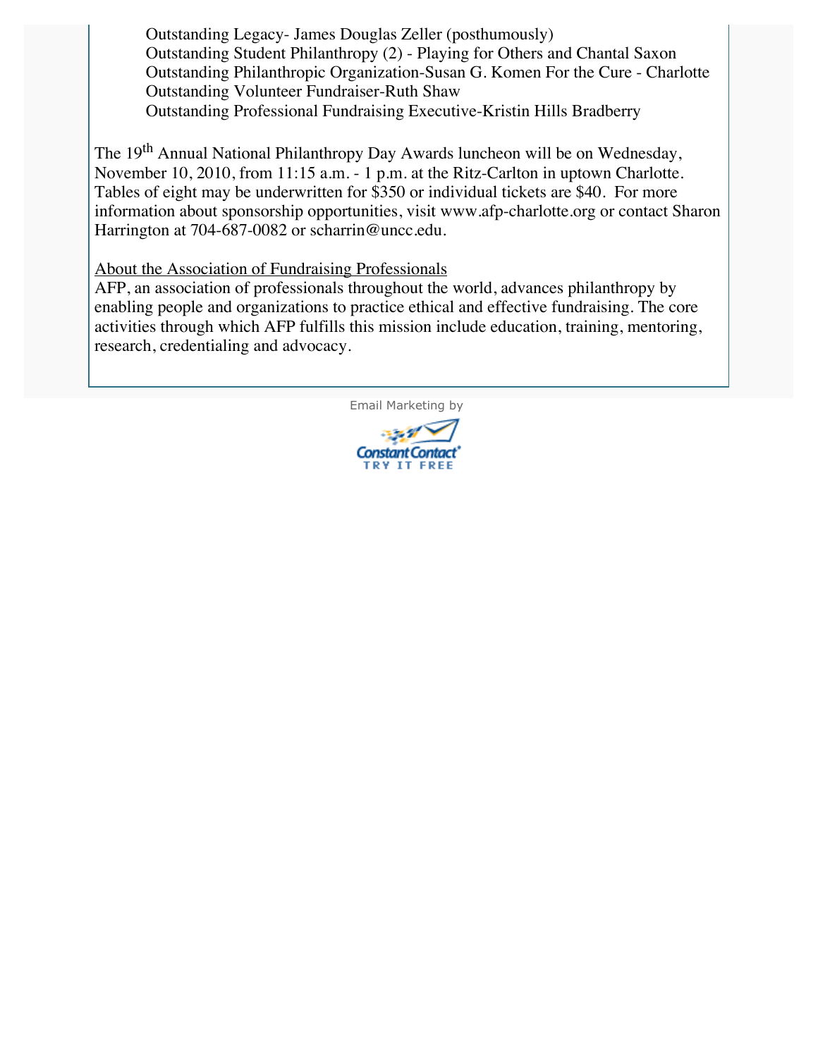Outstanding Legacy- James Douglas Zeller (posthumously)
Outstanding Student Philanthropy (2) - Playing for Others and Chantal Saxon
Outstanding Philanthropic Organization-Susan G. Komen For the Cure - Charlotte
Outstanding Volunteer Fundraiser-Ruth Shaw
Outstanding Professional Fundraising Executive-Kristin Hills Bradberry

The 19th Annual National Philanthropy Day Awards luncheon will be on Wednesday, November 10, 2010, from 11:15 a.m. - 1 p.m. at the Ritz-Carlton in uptown Charlotte. Tables of eight may be underwritten for $350 or individual tickets are $40. For more information about sponsorship opportunities, visit www.afp-charlotte.org or contact Sharon Harrington at 704-687-0082 or scharrin@uncc.edu.

About the Association of Fundraising Professionals

AFP, an association of professionals throughout the world, advances philanthropy by enabling people and organizations to practice ethical and effective fundraising. The core activities through which AFP fulfills this mission include education, training, mentoring, research, credentialing and advocacy.

Email Marketing by

Constant Contact
TRY IT FREE